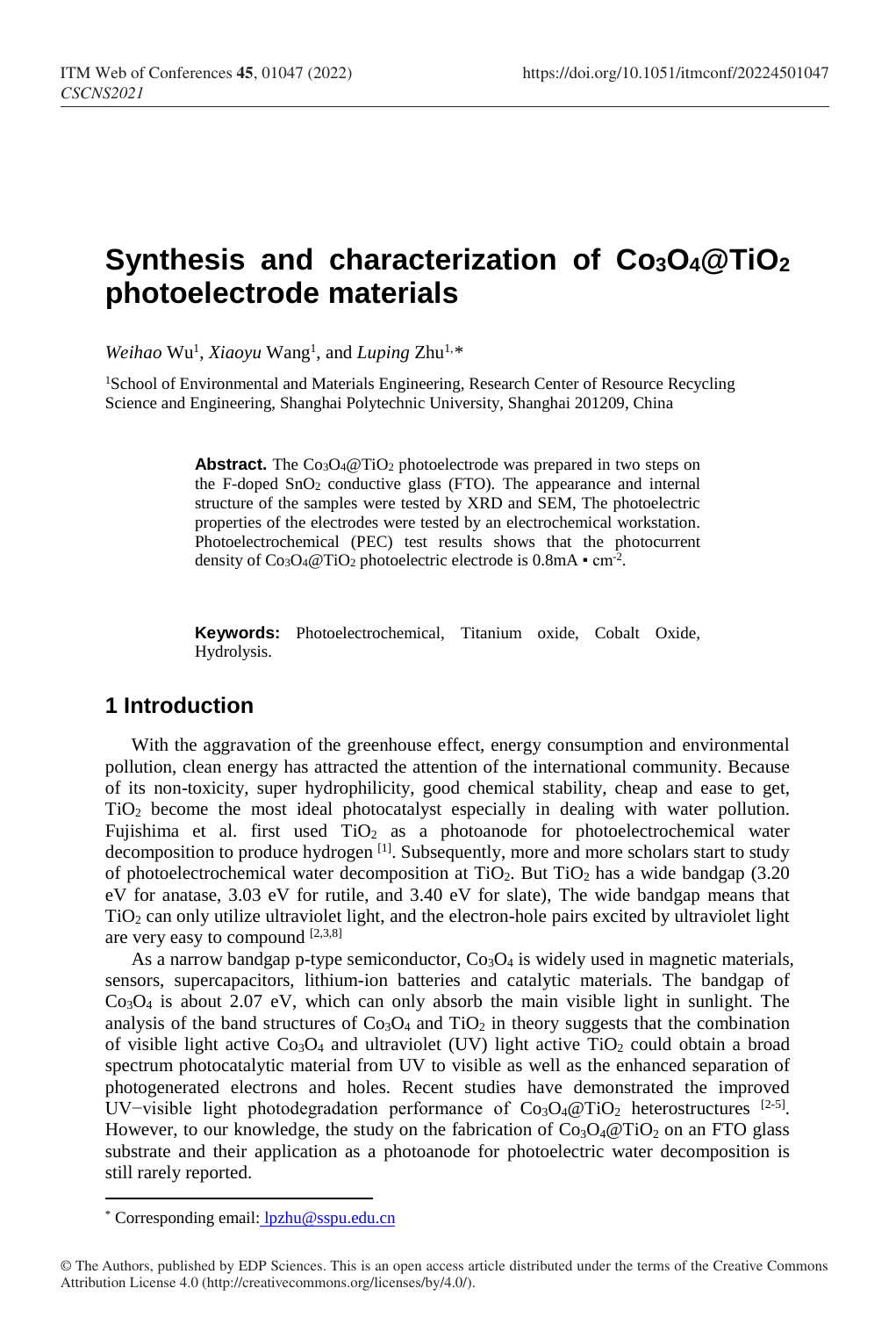# Synthesis and characterization of $Co_3O_4$@$TiO_2$ photoelectrode materials

*Weihao* Wu[1], *Xiaoyu* Wang[1], and *Luping* Zhu[1,*]

[1]School of Environmental and Materials Engineering, Research Center of Resource Recycling Science and Engineering, Shanghai Polytechnic University, Shanghai 201209, China

**Abstract.** The $Co_3O_4$@$TiO_2$ photoelectrode was prepared in two steps on the F-doped $SnO_2$ conductive glass (FTO). The appearance and internal structure of the samples were tested by XRD and SEM, The photoelectric properties of the electrodes were tested by an electrochemical workstation. Photoelectrochemical (PEC) test results shows that the photocurrent density of $Co_3O_4$@$TiO_2$ photoelectric electrode is 0.8mA ▪ $cm^{-2}$.

**Keywords:** Photoelectrochemical, Titanium oxide, Cobalt Oxide, Hydrolysis.

## 1 Introduction

With the aggravation of the greenhouse effect, energy consumption and environmental pollution, clean energy has attracted the attention of the international community. Because of its non-toxicity, super hydrophilicity, good chemical stability, cheap and ease to get, $TiO_2$ become the most ideal photocatalyst especially in dealing with water pollution. Fujishima et al. first used $TiO_2$ as a photoanode for photoelectrochemical water decomposition to produce hydrogen [1]. Subsequently, more and more scholars start to study of photoelectrochemical water decomposition at $TiO_2$. But $TiO_2$ has a wide bandgap (3.20 eV for anatase, 3.03 eV for rutile, and 3.40 eV for slate), The wide bandgap means that $TiO_2$ can only utilize ultraviolet light, and the electron-hole pairs excited by ultraviolet light are very easy to compound [2,3,8]

As a narrow bandgap p-type semiconductor, $Co_3O_4$ is widely used in magnetic materials, sensors, supercapacitors, lithium-ion batteries and catalytic materials. The bandgap of $Co_3O_4$ is about 2.07 eV, which can only absorb the main visible light in sunlight. The analysis of the band structures of $Co_3O_4$ and $TiO_2$ in theory suggests that the combination of visible light active $Co_3O_4$ and ultraviolet (UV) light active $TiO_2$ could obtain a broad spectrum photocatalytic material from UV to visible as well as the enhanced separation of photogenerated electrons and holes. Recent studies have demonstrated the improved UV−visible light photodegradation performance of $Co_3O_4$@$TiO_2$ heterostructures [2-5]. However, to our knowledge, the study on the fabrication of $Co_3O_4$@$TiO_2$ on an FTO glass substrate and their application as a photoanode for photoelectric water decomposition is still rarely reported.

* Corresponding email: lpzhu@sspu.edu.cn

© The Authors, published by EDP Sciences. This is an open access article distributed under the terms of the Creative Commons Attribution License 4.0 (http://creativecommons.org/licenses/by/4.0/).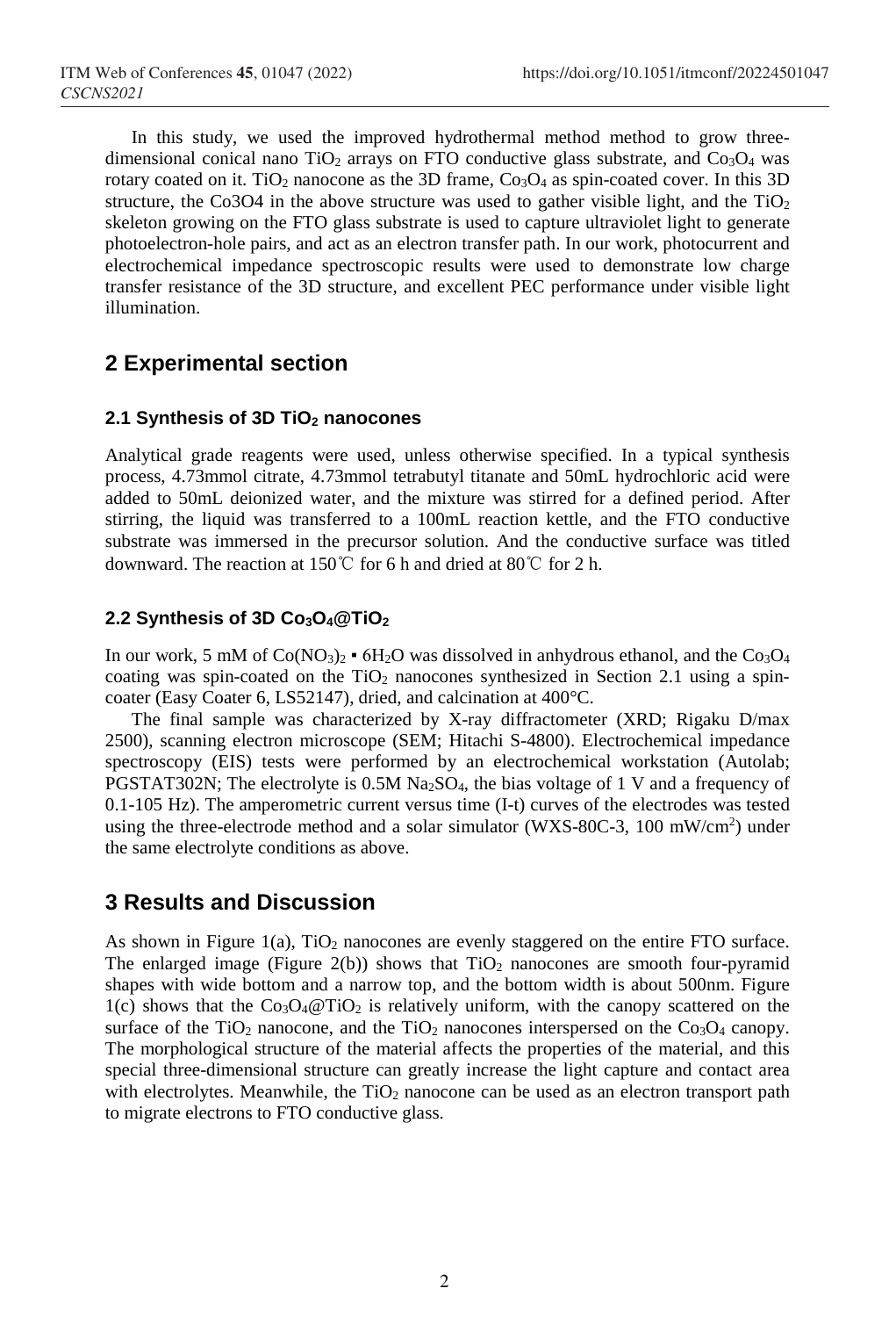In this study, we used the improved hydrothermal method method to grow three-dimensional conical nano $TiO_2$ arrays on FTO conductive glass substrate, and $Co_3O_4$ was rotary coated on it. $TiO_2$ nanocone as the 3D frame, $Co_3O_4$ as spin-coated cover. In this 3D structure, the Co3O4 in the above structure was used to gather visible light, and the $TiO_2$ skeleton growing on the FTO glass substrate is used to capture ultraviolet light to generate photoelectron-hole pairs, and act as an electron transfer path. In our work, photocurrent and electrochemical impedance spectroscopic results were used to demonstrate low charge transfer resistance of the 3D structure, and excellent PEC performance under visible light illumination.

## 2 Experimental section

### 2.1 Synthesis of 3D $TiO_2$ nanocones

Analytical grade reagents were used, unless otherwise specified. In a typical synthesis process, 4.73mmol citrate, 4.73mmol tetrabutyl titanate and 50mL hydrochloric acid were added to 50mL deionized water, and the mixture was stirred for a defined period. After stirring, the liquid was transferred to a 100mL reaction kettle, and the FTO conductive substrate was immersed in the precursor solution. And the conductive surface was titled downward. The reaction at 150℃ for 6 h and dried at 80℃ for 2 h.

### 2.2 Synthesis of 3D $Co_3O_4$@$TiO_2$

In our work, 5 mM of $Co(NO_3)_2 \cdot 6H_2O$ was dissolved in anhydrous ethanol, and the $Co_3O_4$ coating was spin-coated on the $TiO_2$ nanocones synthesized in Section 2.1 using a spin-coater (Easy Coater 6, LS52147), dried, and calcination at 400°C.

The final sample was characterized by X-ray diffractometer (XRD; Rigaku D/max 2500), scanning electron microscope (SEM; Hitachi S-4800). Electrochemical impedance spectroscopy (EIS) tests were performed by an electrochemical workstation (Autolab; PGSTAT302N; The electrolyte is 0.5M $Na_2SO_4$, the bias voltage of 1 V and a frequency of 0.1-105 Hz). The amperometric current versus time (I-t) curves of the electrodes was tested using the three-electrode method and a solar simulator (WXS-80C-3, 100 mW/cm$^2$) under the same electrolyte conditions as above.

## 3 Results and Discussion

As shown in Figure 1(a), $TiO_2$ nanocones are evenly staggered on the entire FTO surface. The enlarged image (Figure 2(b)) shows that $TiO_2$ nanocones are smooth four-pyramid shapes with wide bottom and a narrow top, and the bottom width is about 500nm. Figure 1(c) shows that the $Co_3O_4$@$TiO_2$ is relatively uniform, with the canopy scattered on the surface of the $TiO_2$ nanocone, and the $TiO_2$ nanocones interspersed on the $Co_3O_4$ canopy. The morphological structure of the material affects the properties of the material, and this special three-dimensional structure can greatly increase the light capture and contact area with electrolytes. Meanwhile, the $TiO_2$ nanocone can be used as an electron transport path to migrate electrons to FTO conductive glass.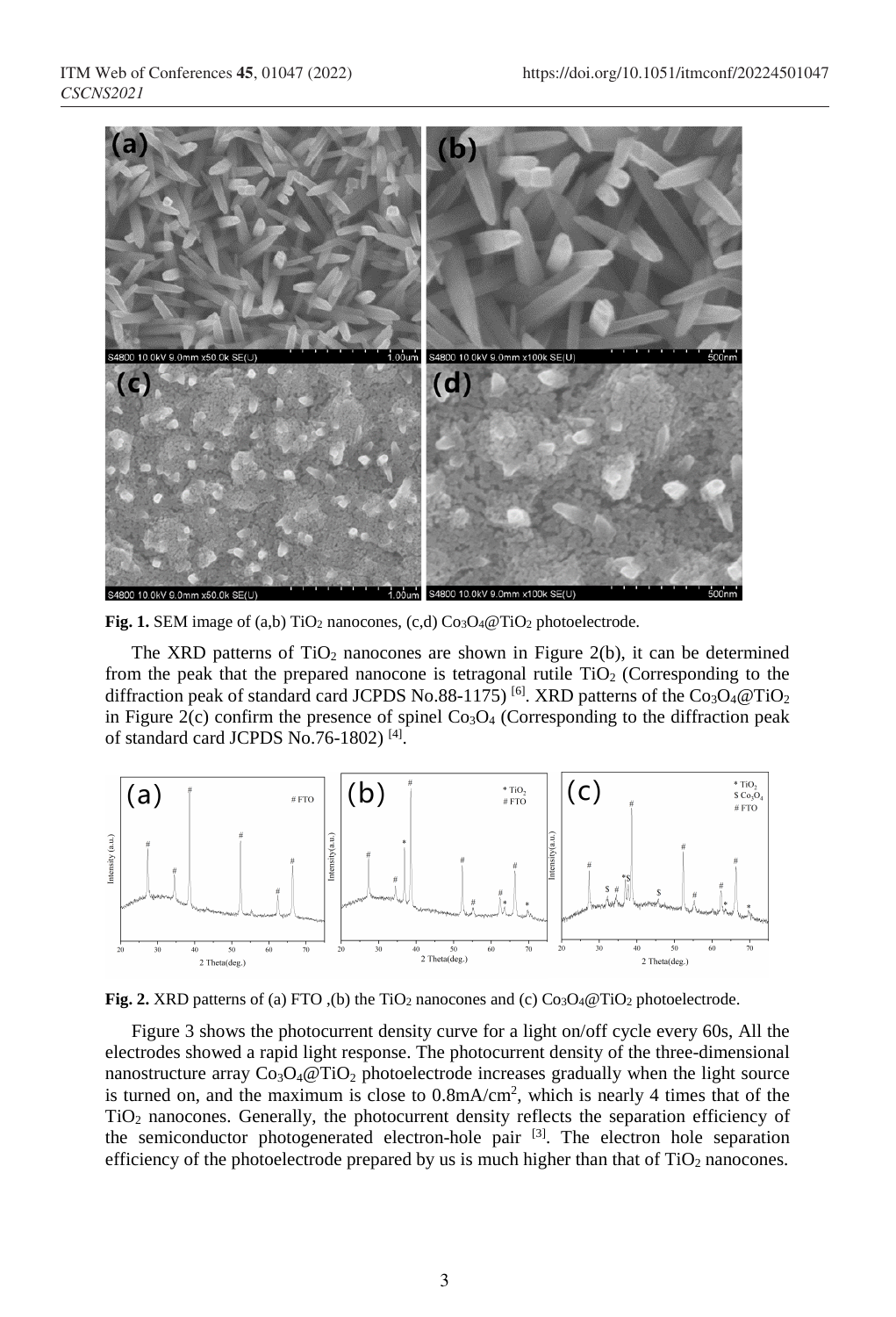Fig. 1. SEM image of (a,b) $TiO_2$ nanocones, (c,d) $Co_3O_4$@$TiO_2$ photoelectrode.

The XRD patterns of $TiO_2$ nanocones are shown in Figure 2(b), it can be determined from the peak that the prepared nanocone is tetragonal rutile $TiO_2$ (Corresponding to the diffraction peak of standard card JCPDS No.88-1175) [6]. XRD patterns of the $Co_3O_4$@$TiO_2$ in Figure 2(c) confirm the presence of spinel $Co_3O_4$ (Corresponding to the diffraction peak of standard card JCPDS No.76-1802) [4].

Fig. 2. XRD patterns of (a) FTO ,(b) the $TiO_2$ nanocones and (c) $Co_3O_4$@$TiO_2$ photoelectrode.

Figure 3 shows the photocurrent density curve for a light on/off cycle every 60s, All the electrodes showed a rapid light response. The photocurrent density of the three-dimensional nanostructure array $Co_3O_4$@$TiO_2$ photoelectrode increases gradually when the light source is turned on, and the maximum is close to 0.8mA/cm$^2$, which is nearly 4 times that of the $TiO_2$ nanocones. Generally, the photocurrent density reflects the separation efficiency of the semiconductor photogenerated electron-hole pair [3]. The electron hole separation efficiency of the photoelectrode prepared by us is much higher than that of $TiO_2$ nanocones.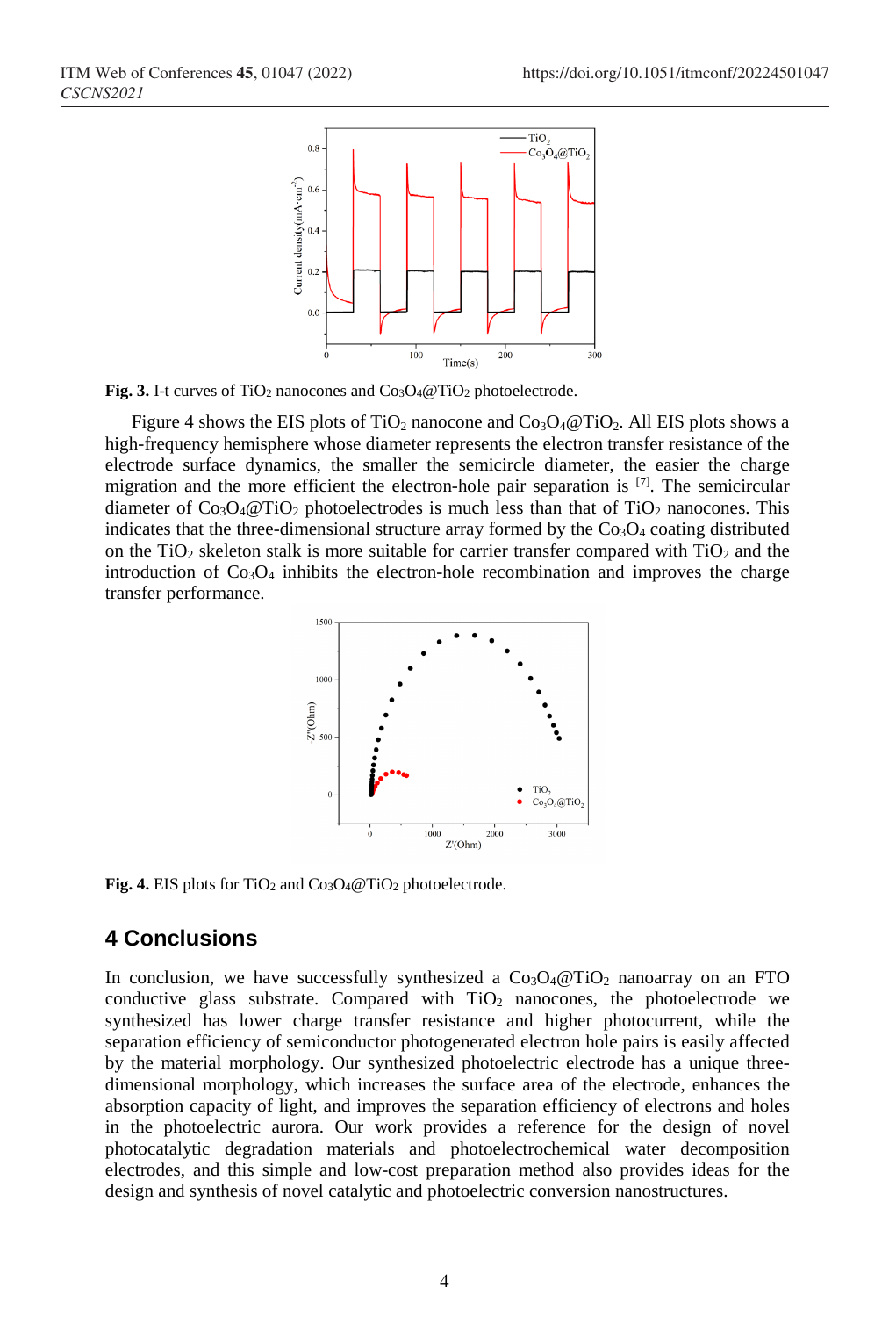**Fig. 3.** I-t curves of $TiO_2$ nanocones and $Co_3O_4$@$TiO_2$ photoelectrode.

Figure 4 shows the EIS plots of $TiO_2$ nanocone and $Co_3O_4$@$TiO_2$. All EIS plots shows a high-frequency hemisphere whose diameter represents the electron transfer resistance of the electrode surface dynamics, the smaller the semicircle diameter, the easier the charge migration and the more efficient the electron-hole pair separation is [7]. The semicircular diameter of $Co_3O_4$@$TiO_2$ photoelectrodes is much less than that of $TiO_2$ nanocones. This indicates that the three-dimensional structure array formed by the $Co_3O_4$ coating distributed on the $TiO_2$ skeleton stalk is more suitable for carrier transfer compared with $TiO_2$ and the introduction of $Co_3O_4$ inhibits the electron-hole recombination and improves the charge transfer performance.

**Fig. 4.** EIS plots for $TiO_2$ and $Co_3O_4$@$TiO_2$ photoelectrode.

## 4 Conclusions

In conclusion, we have successfully synthesized a $Co_3O_4$@$TiO_2$ nanoarray on an FTO conductive glass substrate. Compared with $TiO_2$ nanocones, the photoelectrode we synthesized has lower charge transfer resistance and higher photocurrent, while the separation efficiency of semiconductor photogenerated electron hole pairs is easily affected by the material morphology. Our synthesized photoelectric electrode has a unique three-dimensional morphology, which increases the surface area of the electrode, enhances the absorption capacity of light, and improves the separation efficiency of electrons and holes in the photoelectric aurora. Our work provides a reference for the design of novel photocatalytic degradation materials and photoelectrochemical water decomposition electrodes, and this simple and low-cost preparation method also provides ideas for the design and synthesis of novel catalytic and photoelectric conversion nanostructures.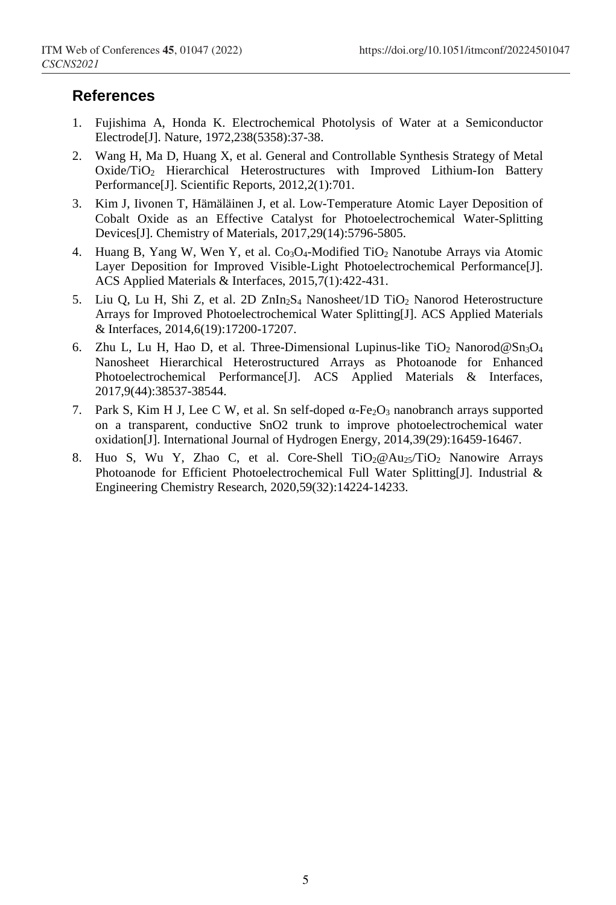## References

1. Fujishima A, Honda K. Electrochemical Photolysis of Water at a Semiconductor Electrode[J]. Nature, 1972,238(5358):37-38.
2. Wang H, Ma D, Huang X, et al. General and Controllable Synthesis Strategy of Metal Oxide/$TiO_2$ Hierarchical Heterostructures with Improved Lithium-Ion Battery Performance[J]. Scientific Reports, 2012,2(1):701.
3. Kim J, Iivonen T, Hämäläinen J, et al. Low-Temperature Atomic Layer Deposition of Cobalt Oxide as an Effective Catalyst for Photoelectrochemical Water-Splitting Devices[J]. Chemistry of Materials, 2017,29(14):5796-5805.
4. Huang B, Yang W, Wen Y, et al. $Co_3O_4$-Modified $TiO_2$ Nanotube Arrays via Atomic Layer Deposition for Improved Visible-Light Photoelectrochemical Performance[J]. ACS Applied Materials & Interfaces, 2015,7(1):422-431.
5. Liu Q, Lu H, Shi Z, et al. 2D $ZnIn_2S_4$ Nanosheet/1D $TiO_2$ Nanorod Heterostructure Arrays for Improved Photoelectrochemical Water Splitting[J]. ACS Applied Materials & Interfaces, 2014,6(19):17200-17207.
6. Zhu L, Lu H, Hao D, et al. Three-Dimensional Lupinus-like $TiO_2$ Nanorod@$Sn_3O_4$ Nanosheet Hierarchical Heterostructured Arrays as Photoanode for Enhanced Photoelectrochemical Performance[J]. ACS Applied Materials & Interfaces, 2017,9(44):38537-38544.
7. Park S, Kim H J, Lee C W, et al. Sn self-doped $\alpha$-$Fe_2O_3$ nanobranch arrays supported on a transparent, conductive SnO2 trunk to improve photoelectrochemical water oxidation[J]. International Journal of Hydrogen Energy, 2014,39(29):16459-16467.
8. Huo S, Wu Y, Zhao C, et al. Core-Shell $TiO_2$@$Au_{25}$/$TiO_2$ Nanowire Arrays Photoanode for Efficient Photoelectrochemical Full Water Splitting[J]. Industrial & Engineering Chemistry Research, 2020,59(32):14224-14233.